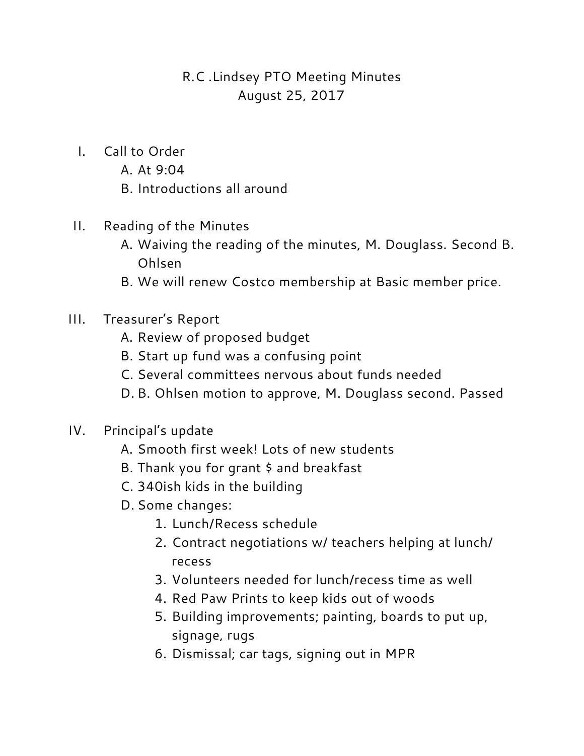# R.C .Lindsey PTO Meeting Minutes

August 25, 2017

I. Call to Order
   A. At 9:04
   B. Introductions all around

II. Reading of the Minutes
   A. Waiving the reading of the minutes, M. Douglass. Second B. Ohlsen
   B. We will renew Costco membership at Basic member price.

III. Treasurer's Report
   A. Review of proposed budget
   B. Start up fund was a confusing point
   C. Several committees nervous about funds needed
   D. B. Ohlsen motion to approve, M. Douglass second. Passed

IV. Principal's update
   A. Smooth first week! Lots of new students
   B. Thank you for grant $ and breakfast
   C. 340ish kids in the building
   D. Some changes:
      1. Lunch/Recess schedule
      2. Contract negotiations w/ teachers helping at lunch/recess
      3. Volunteers needed for lunch/recess time as well
      4. Red Paw Prints to keep kids out of woods
      5. Building improvements; painting, boards to put up, signage, rugs
      6. Dismissal; car tags, signing out in MPR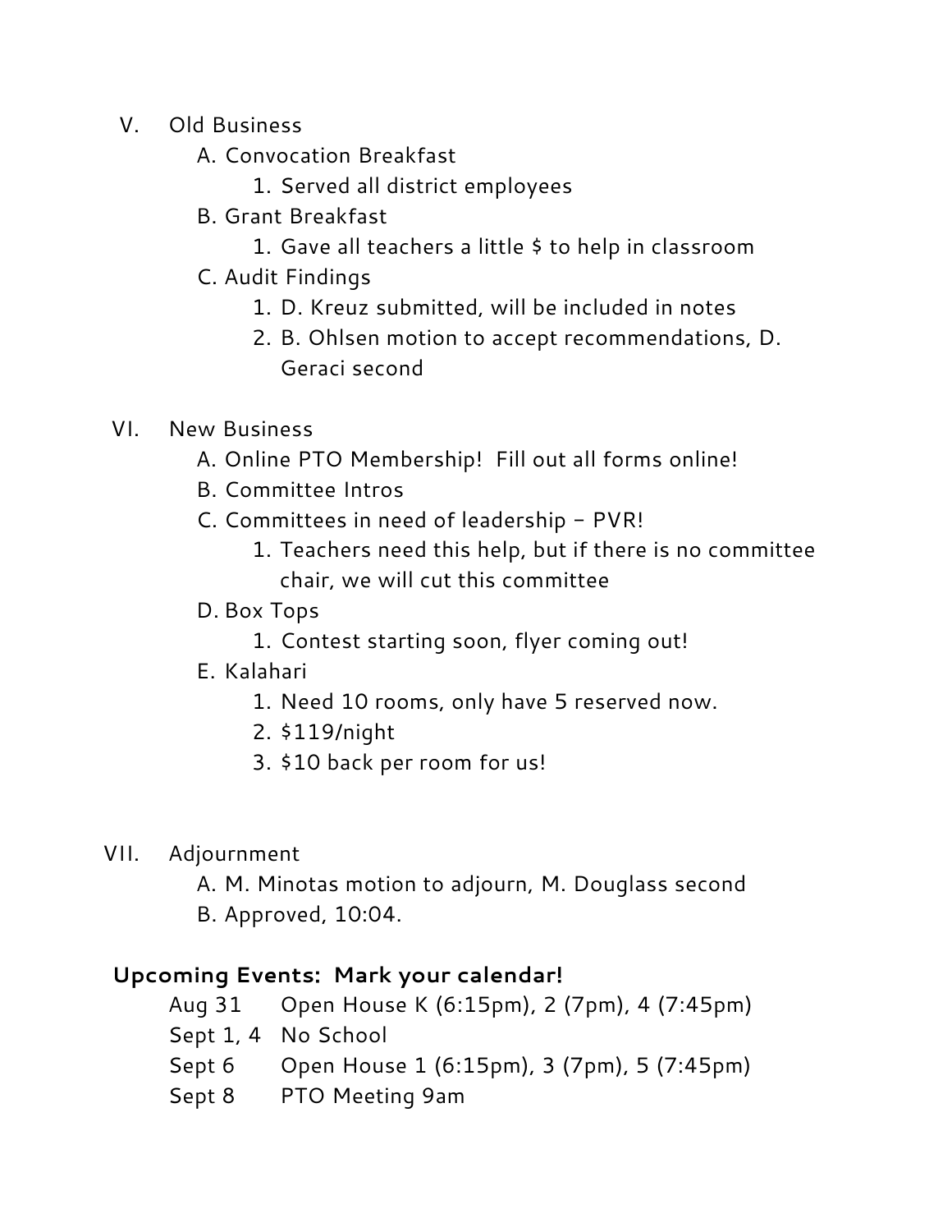V. Old Business
   A. Convocation Breakfast
      1. Served all district employees
   B. Grant Breakfast
      1. Gave all teachers a little $ to help in classroom
   C. Audit Findings
      1. D. Kreuz submitted, will be included in notes
      2. B. Ohlsen motion to accept recommendations, D. Geraci second

VI. New Business
   A. Online PTO Membership! Fill out all forms online!
   B. Committee Intros
   C. Committees in need of leadership – PVR!
      1. Teachers need this help, but if there is no committee chair, we will cut this committee
   D. Box Tops
      1. Contest starting soon, flyer coming out!
   E. Kalahari
      1. Need 10 rooms, only have 5 reserved now.
      2. $119/night
      3. $10 back per room for us!

VII. Adjournment
   A. M. Minotas motion to adjourn, M. Douglass second
   B. Approved, 10:04.

**Upcoming Events: Mark your calendar!**

| | |
|---|---|
| Aug 31 | Open House K (6:15pm), 2 (7pm), 4 (7:45pm) |
| Sept 1, 4 | No School |
| Sept 6 | Open House 1 (6:15pm), 3 (7pm), 5 (7:45pm) |
| Sept 8 | PTO Meeting 9am |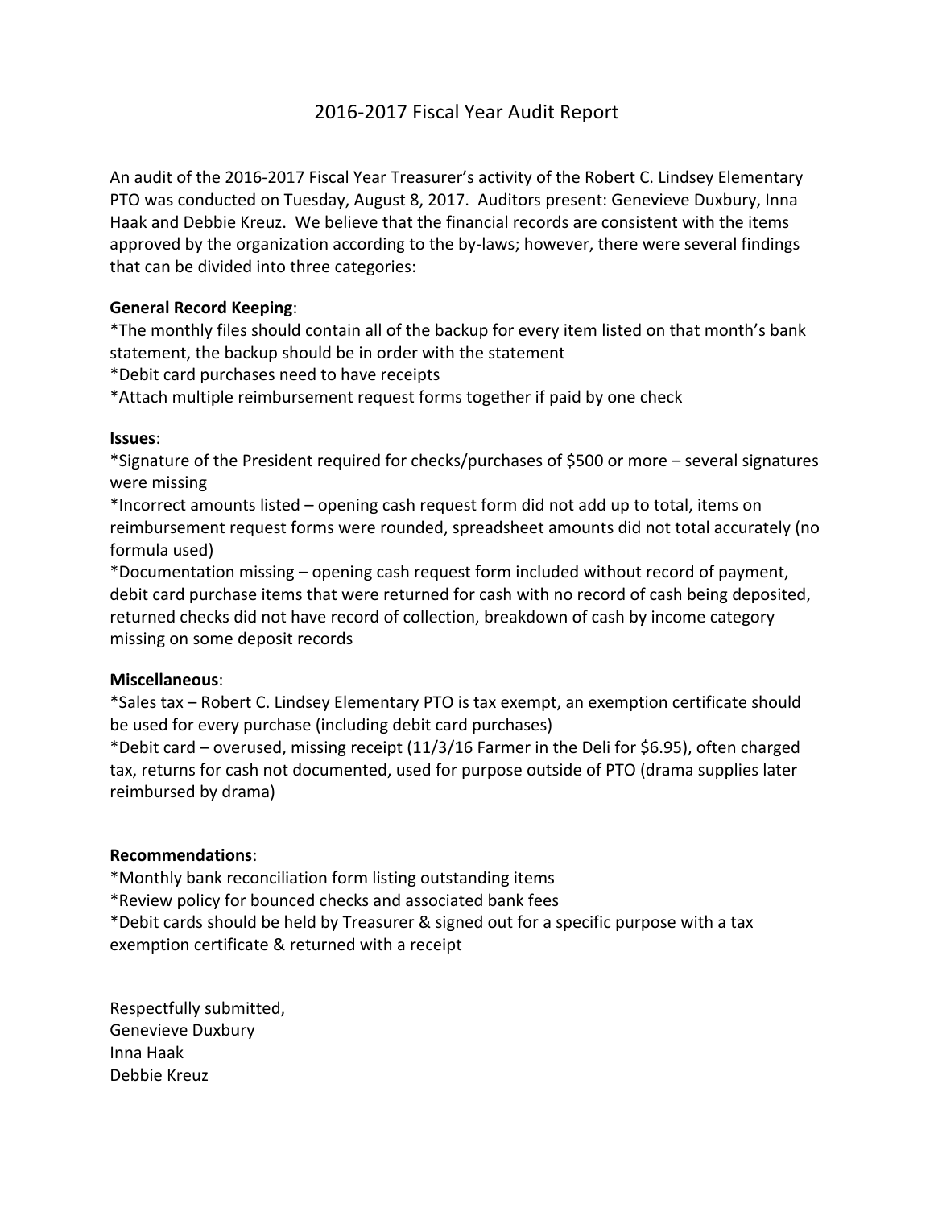# 2016-2017 Fiscal Year Audit Report

An audit of the 2016-2017 Fiscal Year Treasurer's activity of the Robert C. Lindsey Elementary PTO was conducted on Tuesday, August 8, 2017. Auditors present: Genevieve Duxbury, Inna Haak and Debbie Kreuz. We believe that the financial records are consistent with the items approved by the organization according to the by-laws; however, there were several findings that can be divided into three categories:

**General Record Keeping**:
*The monthly files should contain all of the backup for every item listed on that month's bank statement, the backup should be in order with the statement
*Debit card purchases need to have receipts
*Attach multiple reimbursement request forms together if paid by one check

**Issues**:
*Signature of the President required for checks/purchases of $500 or more – several signatures were missing
*Incorrect amounts listed – opening cash request form did not add up to total, items on reimbursement request forms were rounded, spreadsheet amounts did not total accurately (no formula used)
*Documentation missing – opening cash request form included without record of payment, debit card purchase items that were returned for cash with no record of cash being deposited, returned checks did not have record of collection, breakdown of cash by income category missing on some deposit records

**Miscellaneous**:
*Sales tax – Robert C. Lindsey Elementary PTO is tax exempt, an exemption certificate should be used for every purchase (including debit card purchases)
*Debit card – overused, missing receipt (11/3/16 Farmer in the Deli for $6.95), often charged tax, returns for cash not documented, used for purpose outside of PTO (drama supplies later reimbursed by drama)

**Recommendations**:
*Monthly bank reconciliation form listing outstanding items
*Review policy for bounced checks and associated bank fees
*Debit cards should be held by Treasurer & signed out for a specific purpose with a tax exemption certificate & returned with a receipt

Respectfully submitted,
Genevieve Duxbury
Inna Haak
Debbie Kreuz